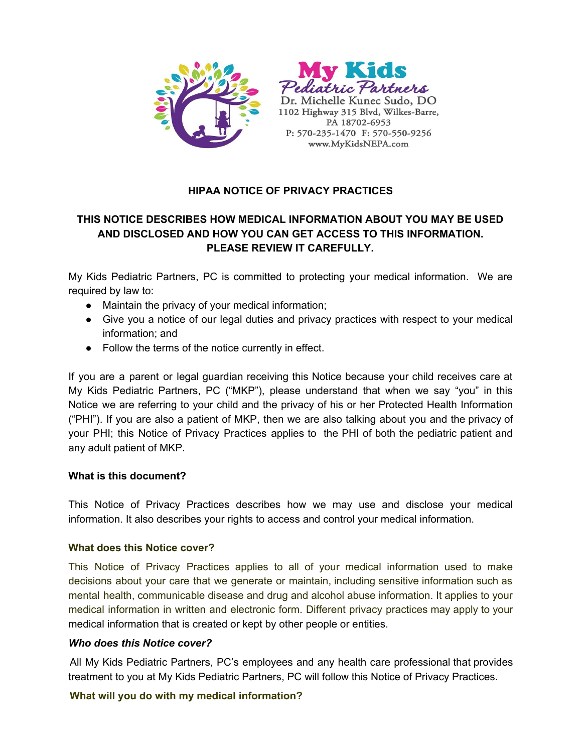My Kids
Pediatric Partners
Dr. Michelle Kunec Sudo, DO
1102 Highway 315 Blvd, Wilkes-Barre,
PA 18702-6953
P: 570-235-1470 F: 570-550-9256
www.MyKidsNEPA.com

# HIPAA NOTICE OF PRIVACY PRACTICES

**THIS NOTICE DESCRIBES HOW MEDICAL INFORMATION ABOUT YOU MAY BE USED AND DISCLOSED AND HOW YOU CAN GET ACCESS TO THIS INFORMATION. PLEASE REVIEW IT CAREFULLY.**

My Kids Pediatric Partners, PC is committed to protecting your medical information. We are required by law to:

- Maintain the privacy of your medical information;
- Give you a notice of our legal duties and privacy practices with respect to your medical information; and
- Follow the terms of the notice currently in effect.

If you are a parent or legal guardian receiving this Notice because your child receives care at My Kids Pediatric Partners, PC ("MKP"), please understand that when we say "you" in this Notice we are referring to your child and the privacy of his or her Protected Health Information ("PHI"). If you are also a patient of MKP, then we are also talking about you and the privacy of your PHI; this Notice of Privacy Practices applies to the PHI of both the pediatric patient and any adult patient of MKP.

## What is this document?

This Notice of Privacy Practices describes how we may use and disclose your medical information. It also describes your rights to access and control your medical information.

## What does this Notice cover?

This Notice of Privacy Practices applies to all of your medical information used to make decisions about your care that we generate or maintain, including sensitive information such as mental health, communicable disease and drug and alcohol abuse information. It applies to your medical information in written and electronic form. Different privacy practices may apply to your medical information that is created or kept by other people or entities.

### *Who does this Notice cover?*

All My Kids Pediatric Partners, PC's employees and any health care professional that provides treatment to you at My Kids Pediatric Partners, PC will follow this Notice of Privacy Practices.

## What will you do with my medical information?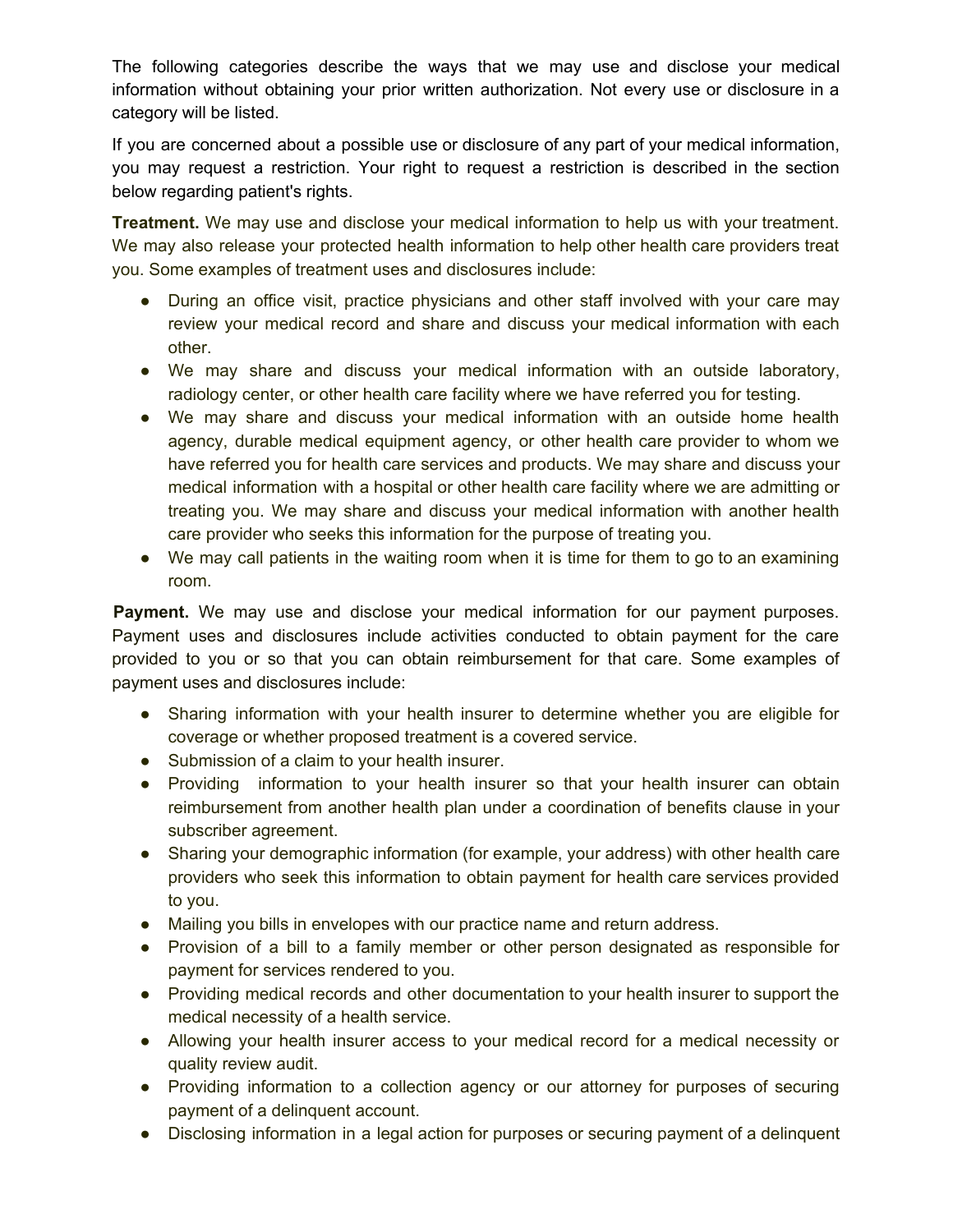The following categories describe the ways that we may use and disclose your medical information without obtaining your prior written authorization. Not every use or disclosure in a category will be listed.

If you are concerned about a possible use or disclosure of any part of your medical information, you may request a restriction. Your right to request a restriction is described in the section below regarding patient's rights.

**Treatment.** We may use and disclose your medical information to help us with your treatment. We may also release your protected health information to help other health care providers treat you. Some examples of treatment uses and disclosures include:

- During an office visit, practice physicians and other staff involved with your care may review your medical record and share and discuss your medical information with each other.
- We may share and discuss your medical information with an outside laboratory, radiology center, or other health care facility where we have referred you for testing.
- We may share and discuss your medical information with an outside home health agency, durable medical equipment agency, or other health care provider to whom we have referred you for health care services and products. We may share and discuss your medical information with a hospital or other health care facility where we are admitting or treating you. We may share and discuss your medical information with another health care provider who seeks this information for the purpose of treating you.
- We may call patients in the waiting room when it is time for them to go to an examining room.

**Payment.** We may use and disclose your medical information for our payment purposes. Payment uses and disclosures include activities conducted to obtain payment for the care provided to you or so that you can obtain reimbursement for that care. Some examples of payment uses and disclosures include:

- Sharing information with your health insurer to determine whether you are eligible for coverage or whether proposed treatment is a covered service.
- Submission of a claim to your health insurer.
- Providing information to your health insurer so that your health insurer can obtain reimbursement from another health plan under a coordination of benefits clause in your subscriber agreement.
- Sharing your demographic information (for example, your address) with other health care providers who seek this information to obtain payment for health care services provided to you.
- Mailing you bills in envelopes with our practice name and return address.
- Provision of a bill to a family member or other person designated as responsible for payment for services rendered to you.
- Providing medical records and other documentation to your health insurer to support the medical necessity of a health service.
- Allowing your health insurer access to your medical record for a medical necessity or quality review audit.
- Providing information to a collection agency or our attorney for purposes of securing payment of a delinquent account.
- Disclosing information in a legal action for purposes or securing payment of a delinquent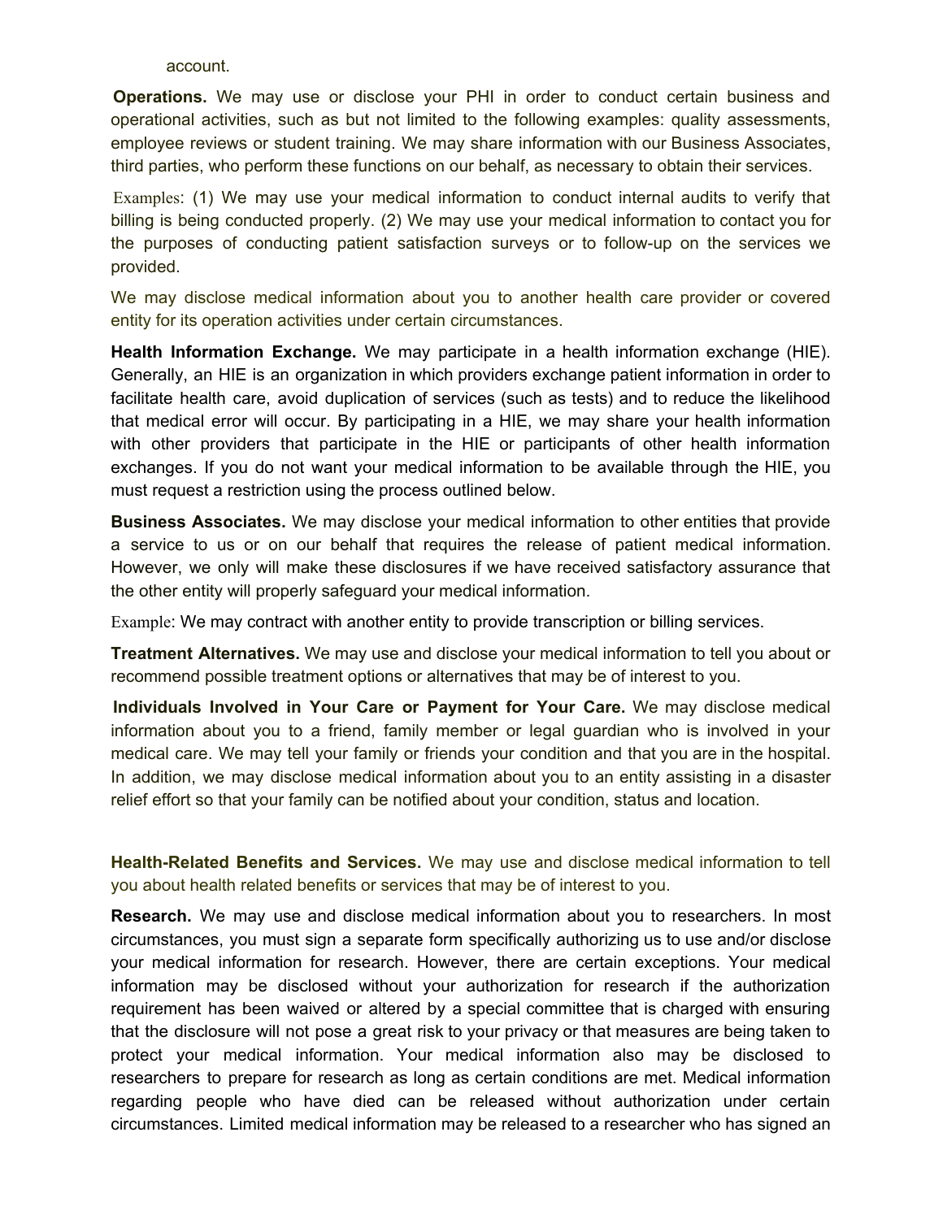account.

**Operations.** We may use or disclose your PHI in order to conduct certain business and operational activities, such as but not limited to the following examples: quality assessments, employee reviews or student training. We may share information with our Business Associates, third parties, who perform these functions on our behalf, as necessary to obtain their services.

Examples: (1) We may use your medical information to conduct internal audits to verify that billing is being conducted properly. (2) We may use your medical information to contact you for the purposes of conducting patient satisfaction surveys or to follow-up on the services we provided.

We may disclose medical information about you to another health care provider or covered entity for its operation activities under certain circumstances.

**Health Information Exchange.** We may participate in a health information exchange (HIE). Generally, an HIE is an organization in which providers exchange patient information in order to facilitate health care, avoid duplication of services (such as tests) and to reduce the likelihood that medical error will occur. By participating in a HIE, we may share your health information with other providers that participate in the HIE or participants of other health information exchanges. If you do not want your medical information to be available through the HIE, you must request a restriction using the process outlined below.

**Business Associates.** We may disclose your medical information to other entities that provide a service to us or on our behalf that requires the release of patient medical information. However, we only will make these disclosures if we have received satisfactory assurance that the other entity will properly safeguard your medical information.

Example: We may contract with another entity to provide transcription or billing services.

**Treatment Alternatives.** We may use and disclose your medical information to tell you about or recommend possible treatment options or alternatives that may be of interest to you.

**Individuals Involved in Your Care or Payment for Your Care.** We may disclose medical information about you to a friend, family member or legal guardian who is involved in your medical care. We may tell your family or friends your condition and that you are in the hospital. In addition, we may disclose medical information about you to an entity assisting in a disaster relief effort so that your family can be notified about your condition, status and location.

**Health-Related Benefits and Services.** We may use and disclose medical information to tell you about health related benefits or services that may be of interest to you.

**Research.** We may use and disclose medical information about you to researchers. In most circumstances, you must sign a separate form specifically authorizing us to use and/or disclose your medical information for research. However, there are certain exceptions. Your medical information may be disclosed without your authorization for research if the authorization requirement has been waived or altered by a special committee that is charged with ensuring that the disclosure will not pose a great risk to your privacy or that measures are being taken to protect your medical information. Your medical information also may be disclosed to researchers to prepare for research as long as certain conditions are met. Medical information regarding people who have died can be released without authorization under certain circumstances. Limited medical information may be released to a researcher who has signed an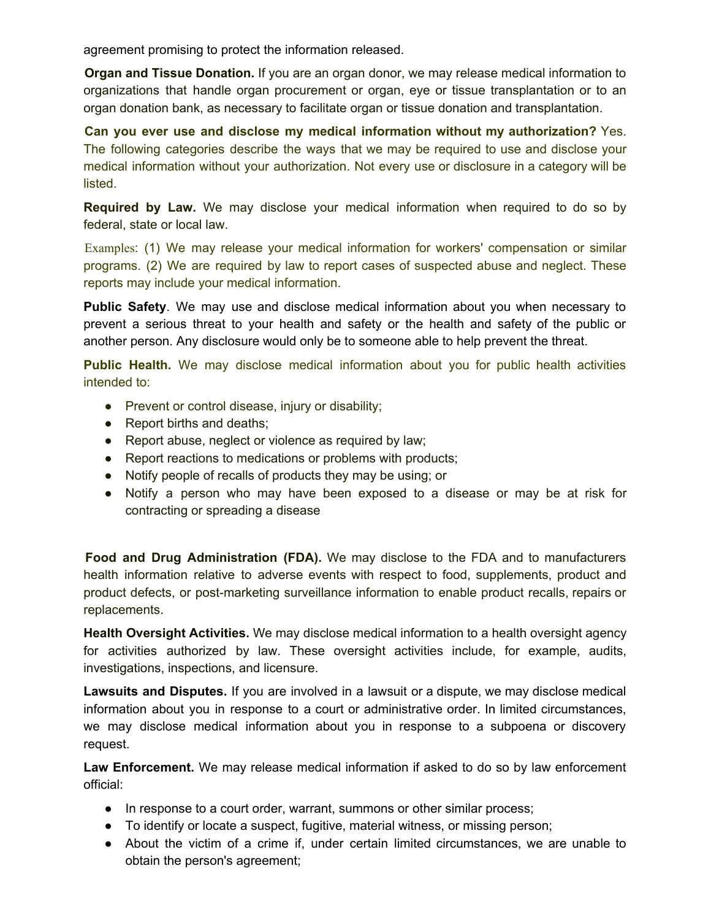agreement promising to protect the information released.

**Organ and Tissue Donation.** If you are an organ donor, we may release medical information to organizations that handle organ procurement or organ, eye or tissue transplantation or to an organ donation bank, as necessary to facilitate organ or tissue donation and transplantation.

**Can you ever use and disclose my medical information without my authorization?** Yes. The following categories describe the ways that we may be required to use and disclose your medical information without your authorization. Not every use or disclosure in a category will be listed.

**Required by Law.** We may disclose your medical information when required to do so by federal, state or local law.

Examples: (1) We may release your medical information for workers' compensation or similar programs. (2) We are required by law to report cases of suspected abuse and neglect. These reports may include your medical information.

**Public Safety**. We may use and disclose medical information about you when necessary to prevent a serious threat to your health and safety or the health and safety of the public or another person. Any disclosure would only be to someone able to help prevent the threat.

**Public Health.** We may disclose medical information about you for public health activities intended to:

- Prevent or control disease, injury or disability;
- Report births and deaths;
- Report abuse, neglect or violence as required by law;
- Report reactions to medications or problems with products;
- Notify people of recalls of products they may be using; or
- Notify a person who may have been exposed to a disease or may be at risk for contracting or spreading a disease

**Food and Drug Administration (FDA).** We may disclose to the FDA and to manufacturers health information relative to adverse events with respect to food, supplements, product and product defects, or post-marketing surveillance information to enable product recalls, repairs or replacements.

**Health Oversight Activities.** We may disclose medical information to a health oversight agency for activities authorized by law. These oversight activities include, for example, audits, investigations, inspections, and licensure.

**Lawsuits and Disputes.** If you are involved in a lawsuit or a dispute, we may disclose medical information about you in response to a court or administrative order. In limited circumstances, we may disclose medical information about you in response to a subpoena or discovery request.

**Law Enforcement.** We may release medical information if asked to do so by law enforcement official:

- In response to a court order, warrant, summons or other similar process;
- To identify or locate a suspect, fugitive, material witness, or missing person;
- About the victim of a crime if, under certain limited circumstances, we are unable to obtain the person's agreement;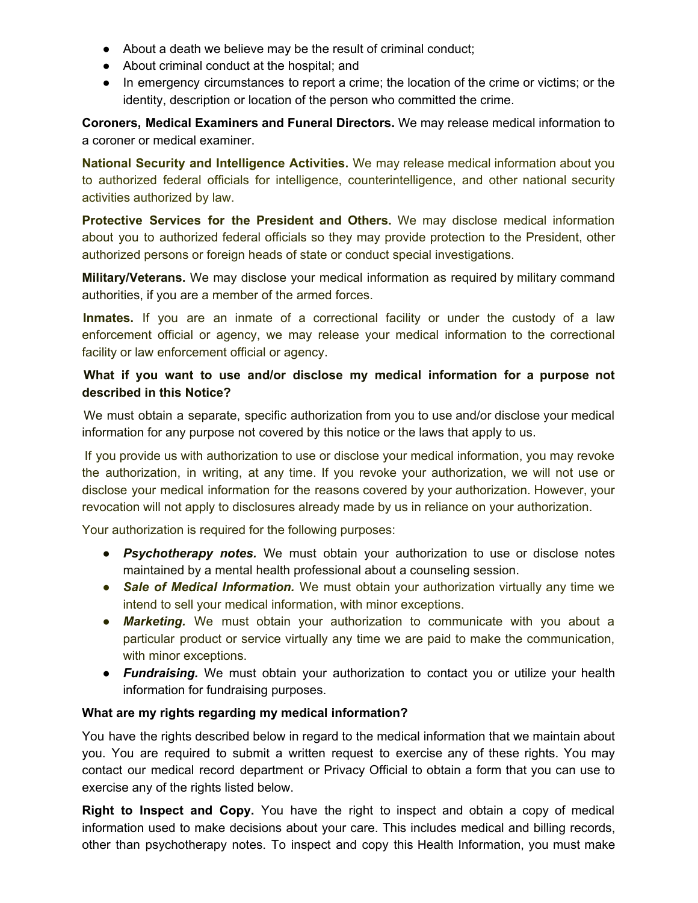- About a death we believe may be the result of criminal conduct;
- About criminal conduct at the hospital; and
- In emergency circumstances to report a crime; the location of the crime or victims; or the identity, description or location of the person who committed the crime.

**Coroners, Medical Examiners and Funeral Directors.** We may release medical information to a coroner or medical examiner.

**National Security and Intelligence Activities.** We may release medical information about you to authorized federal officials for intelligence, counterintelligence, and other national security activities authorized by law.

**Protective Services for the President and Others.** We may disclose medical information about you to authorized federal officials so they may provide protection to the President, other authorized persons or foreign heads of state or conduct special investigations.

**Military/Veterans.** We may disclose your medical information as required by military command authorities, if you are a member of the armed forces.

**Inmates.** If you are an inmate of a correctional facility or under the custody of a law enforcement official or agency, we may release your medical information to the correctional facility or law enforcement official or agency.

**What if you want to use and/or disclose my medical information for a purpose not described in this Notice?**

We must obtain a separate, specific authorization from you to use and/or disclose your medical information for any purpose not covered by this notice or the laws that apply to us.

If you provide us with authorization to use or disclose your medical information, you may revoke the authorization, in writing, at any time. If you revoke your authorization, we will not use or disclose your medical information for the reasons covered by your authorization. However, your revocation will not apply to disclosures already made by us in reliance on your authorization.

Your authorization is required for the following purposes:

- ***Psychotherapy notes.*** We must obtain your authorization to use or disclose notes maintained by a mental health professional about a counseling session.
- ***Sale of Medical Information.*** We must obtain your authorization virtually any time we intend to sell your medical information, with minor exceptions.
- ***Marketing.*** We must obtain your authorization to communicate with you about a particular product or service virtually any time we are paid to make the communication, with minor exceptions.
- ***Fundraising.*** We must obtain your authorization to contact you or utilize your health information for fundraising purposes.

**What are my rights regarding my medical information?**

You have the rights described below in regard to the medical information that we maintain about you. You are required to submit a written request to exercise any of these rights. You may contact our medical record department or Privacy Official to obtain a form that you can use to exercise any of the rights listed below.

**Right to Inspect and Copy.** You have the right to inspect and obtain a copy of medical information used to make decisions about your care. This includes medical and billing records, other than psychotherapy notes. To inspect and copy this Health Information, you must make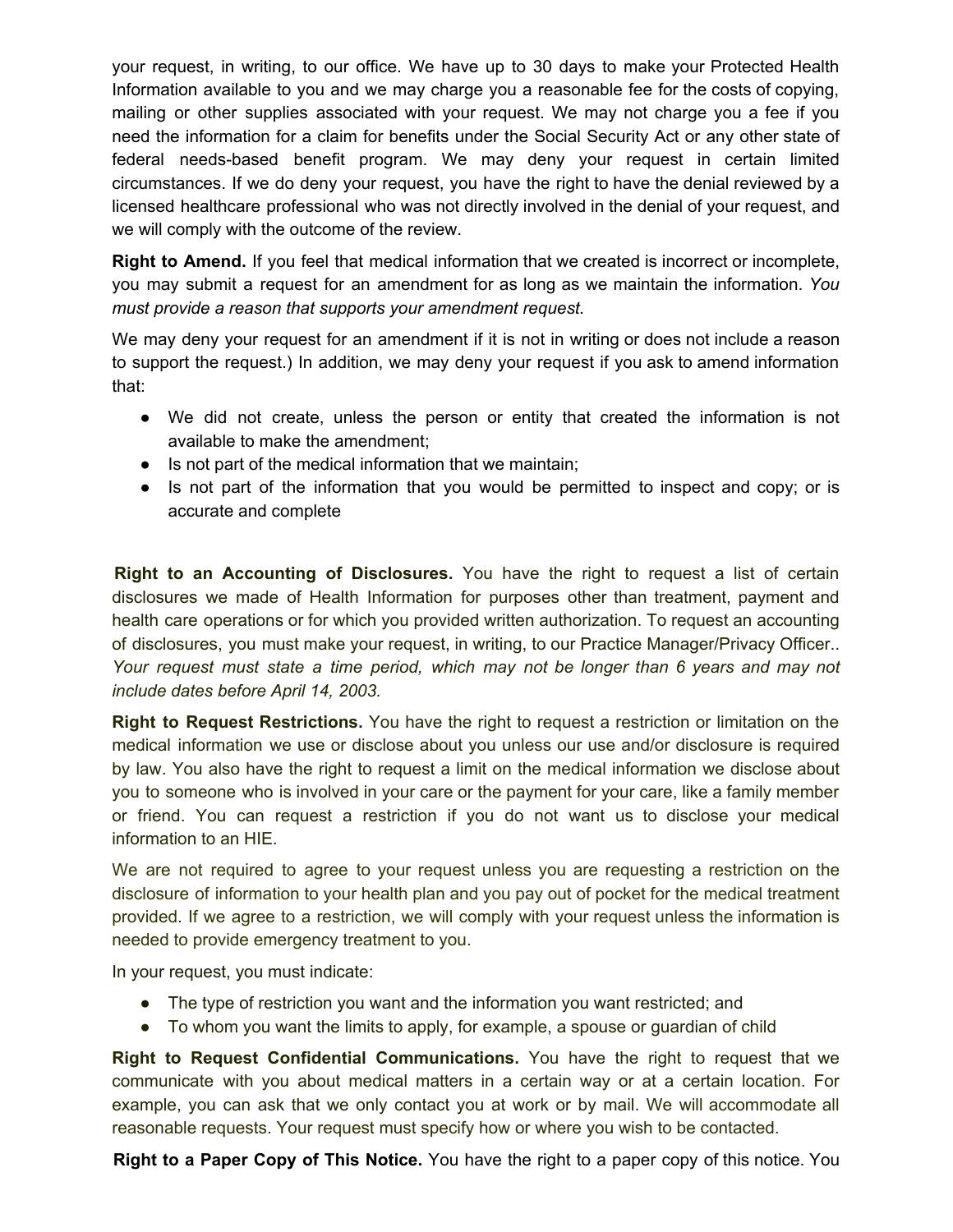your request, in writing, to our office. We have up to 30 days to make your Protected Health Information available to you and we may charge you a reasonable fee for the costs of copying, mailing or other supplies associated with your request. We may not charge you a fee if you need the information for a claim for benefits under the Social Security Act or any other state of federal needs-based benefit program. We may deny your request in certain limited circumstances. If we do deny your request, you have the right to have the denial reviewed by a licensed healthcare professional who was not directly involved in the denial of your request, and we will comply with the outcome of the review.

**Right to Amend.** If you feel that medical information that we created is incorrect or incomplete, you may submit a request for an amendment for as long as we maintain the information. *You must provide a reason that supports your amendment request.*

We may deny your request for an amendment if it is not in writing or does not include a reason to support the request.) In addition, we may deny your request if you ask to amend information that:

- We did not create, unless the person or entity that created the information is not available to make the amendment;
- Is not part of the medical information that we maintain;
- Is not part of the information that you would be permitted to inspect and copy; or is accurate and complete

**Right to an Accounting of Disclosures.** You have the right to request a list of certain disclosures we made of Health Information for purposes other than treatment, payment and health care operations or for which you provided written authorization. To request an accounting of disclosures, you must make your request, in writing, to our Practice Manager/Privacy Officer.. *Your request must state a time period, which may not be longer than 6 years and may not include dates before April 14, 2003.*

**Right to Request Restrictions.** You have the right to request a restriction or limitation on the medical information we use or disclose about you unless our use and/or disclosure is required by law. You also have the right to request a limit on the medical information we disclose about you to someone who is involved in your care or the payment for your care, like a family member or friend. You can request a restriction if you do not want us to disclose your medical information to an HIE.

We are not required to agree to your request unless you are requesting a restriction on the disclosure of information to your health plan and you pay out of pocket for the medical treatment provided. If we agree to a restriction, we will comply with your request unless the information is needed to provide emergency treatment to you.

In your request, you must indicate:

- The type of restriction you want and the information you want restricted; and
- To whom you want the limits to apply, for example, a spouse or guardian of child

**Right to Request Confidential Communications.** You have the right to request that we communicate with you about medical matters in a certain way or at a certain location. For example, you can ask that we only contact you at work or by mail. We will accommodate all reasonable requests. Your request must specify how or where you wish to be contacted.

**Right to a Paper Copy of This Notice.** You have the right to a paper copy of this notice. You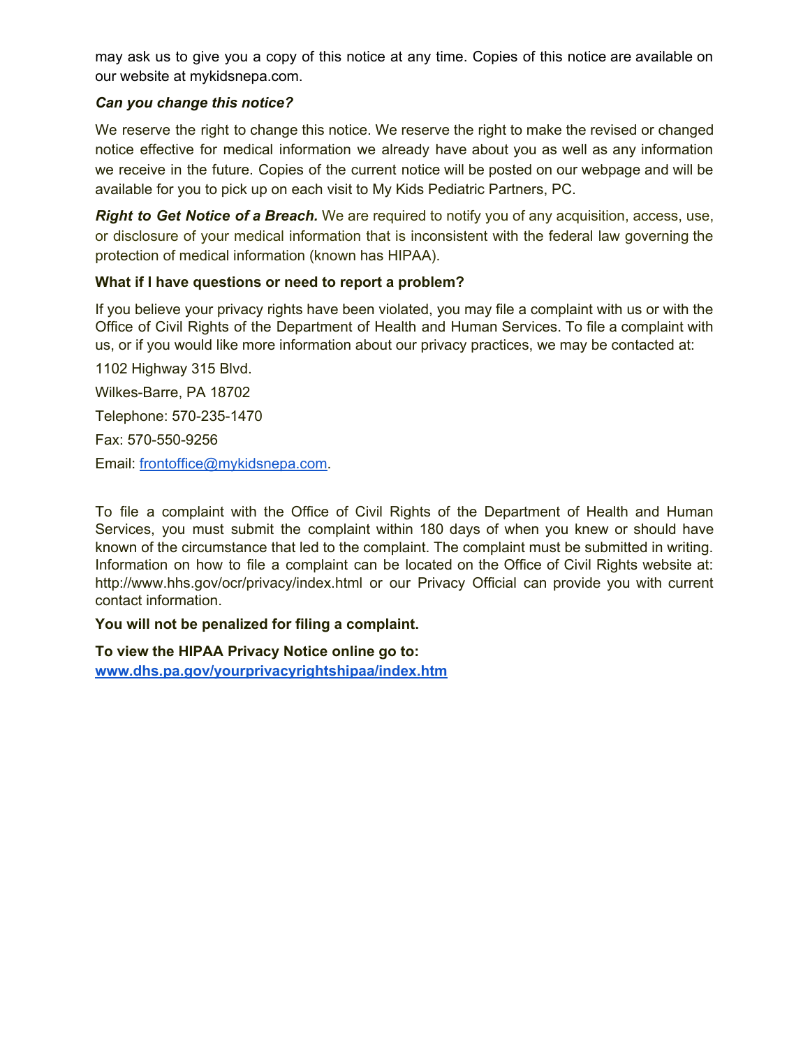may ask us to give you a copy of this notice at any time. Copies of this notice are available on our website at mykidsnepa.com.

***Can you change this notice?***

We reserve the right to change this notice. We reserve the right to make the revised or changed notice effective for medical information we already have about you as well as any information we receive in the future. Copies of the current notice will be posted on our webpage and will be available for you to pick up on each visit to My Kids Pediatric Partners, PC.

***Right to Get Notice of a Breach.*** We are required to notify you of any acquisition, access, use, or disclosure of your medical information that is inconsistent with the federal law governing the protection of medical information (known has HIPAA).

**What if I have questions or need to report a problem?**

If you believe your privacy rights have been violated, you may file a complaint with us or with the Office of Civil Rights of the Department of Health and Human Services. To file a complaint with us, or if you would like more information about our privacy practices, we may be contacted at:

1102 Highway 315 Blvd.

Wilkes-Barre, PA 18702

Telephone: 570-235-1470

Fax: 570-550-9256

Email: frontoffice@mykidsnepa.com.

To file a complaint with the Office of Civil Rights of the Department of Health and Human Services, you must submit the complaint within 180 days of when you knew or should have known of the circumstance that led to the complaint. The complaint must be submitted in writing. Information on how to file a complaint can be located on the Office of Civil Rights website at: http://www.hhs.gov/ocr/privacy/index.html or our Privacy Official can provide you with current contact information.

**You will not be penalized for filing a complaint.**

**To view the HIPAA Privacy Notice online go to:**
**www.dhs.pa.gov/yourprivacyrightshipaa/index.htm**